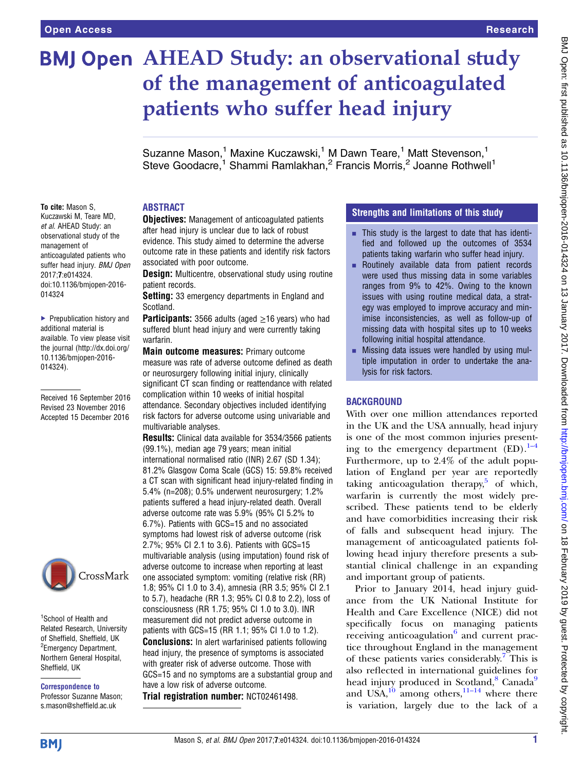# AHEAD Study: an observational study of the management of anticoagulated patients who suffer head injury

Suzanne Mason,[1] Maxine Kuczawski,[1] M Dawn Teare,[1] Matt Stevenson,[1] Steve Goodacre,[1] Shammi Ramlakhan,[2] Francis Morris,[2] Joanne Rothwell[1]

**To cite:** Mason S, Kuczawski M, Teare MD, *et al*. AHEAD Study: an observational study of the management of anticoagulated patients who suffer head injury. *BMJ Open* 2017;**7**:e014324. doi:10.1136/bmjopen-2016-014324

▸ Prepublication history and additional material is available. To view please visit the journal (http://dx.doi.org/10.1136/bmjopen-2016-014324).

Received 16 September 2016
Revised 23 November 2016
Accepted 15 December 2016

[1]School of Health and Related Research, University of Sheffield, Sheffield, UK
[2]Emergency Department, Northern General Hospital, Sheffield, UK

**Correspondence to**
Professor Suzanne Mason; s.mason@sheffield.ac.uk

## ABSTRACT

**Objectives:** Management of anticoagulated patients after head injury is unclear due to lack of robust evidence. This study aimed to determine the adverse outcome rate in these patients and identify risk factors associated with poor outcome.

**Design:** Multicentre, observational study using routine patient records.

**Setting:** 33 emergency departments in England and Scotland.

**Participants:** 3566 adults (aged ≥16 years) who had suffered blunt head injury and were currently taking warfarin.

**Main outcome measures:** Primary outcome measure was rate of adverse outcome defined as death or neurosurgery following initial injury, clinically significant CT scan finding or reattendance with related complication within 10 weeks of initial hospital attendance. Secondary objectives included identifying risk factors for adverse outcome using univariable and multivariable analyses.

**Results:** Clinical data available for 3534/3566 patients (99.1%), median age 79 years; mean initial international normalised ratio (INR) 2.67 (SD 1.34); 81.2% Glasgow Coma Scale (GCS) 15: 59.8% received a CT scan with significant head injury-related finding in 5.4% (n=208); 0.5% underwent neurosurgery; 1.2% patients suffered a head injury-related death. Overall adverse outcome rate was 5.9% (95% CI 5.2% to 6.7%). Patients with GCS=15 and no associated symptoms had lowest risk of adverse outcome (risk 2.7%; 95% CI 2.1 to 3.6). Patients with GCS=15 multivariable analysis (using imputation) found risk of adverse outcome to increase when reporting at least one associated symptom: vomiting (relative risk (RR) 1.8; 95% CI 1.0 to 3.4), amnesia (RR 3.5; 95% CI 2.1 to 5.7), headache (RR 1.3; 95% CI 0.8 to 2.2), loss of consciousness (RR 1.75; 95% CI 1.0 to 3.0). INR measurement did not predict adverse outcome in patients with GCS=15 (RR 1.1; 95% CI 1.0 to 1.2).

**Conclusions:** In alert warfarinised patients following head injury, the presence of symptoms is associated with greater risk of adverse outcome. Those with GCS=15 and no symptoms are a substantial group and have a low risk of adverse outcome.

**Trial registration number:** NCT02461498.

## Strengths and limitations of this study

- This study is the largest to date that has identified and followed up the outcomes of 3534 patients taking warfarin who suffer head injury.
- Routinely available data from patient records were used thus missing data in some variables ranges from 9% to 42%. Owing to the known issues with using routine medical data, a strategy was employed to improve accuracy and minimise inconsistencies, as well as follow-up of missing data with hospital sites up to 10 weeks following initial hospital attendance.
- Missing data issues were handled by using multiple imputation in order to undertake the analysis for risk factors.

## BACKGROUND

With over one million attendances reported in the UK and the USA annually, head injury is one of the most common injuries presenting to the emergency department (ED).[1–4] Furthermore, up to 2.4% of the adult population of England per year are reportedly taking anticoagulation therapy,[5] of which, warfarin is currently the most widely prescribed. These patients tend to be elderly and have comorbidities increasing their risk of falls and subsequent head injury. The management of anticoagulated patients following head injury therefore presents a substantial clinical challenge in an expanding and important group of patients.

Prior to January 2014, head injury guidance from the UK National Institute for Health and Care Excellence (NICE) did not specifically focus on managing patients receiving anticoagulation[6] and current practice throughout England in the management of these patients varies considerably.[7] This is also reflected in international guidelines for head injury produced in Scotland,[8] Canada[9] and USA,[10] among others,[11–14] where there is variation, largely due to the lack of a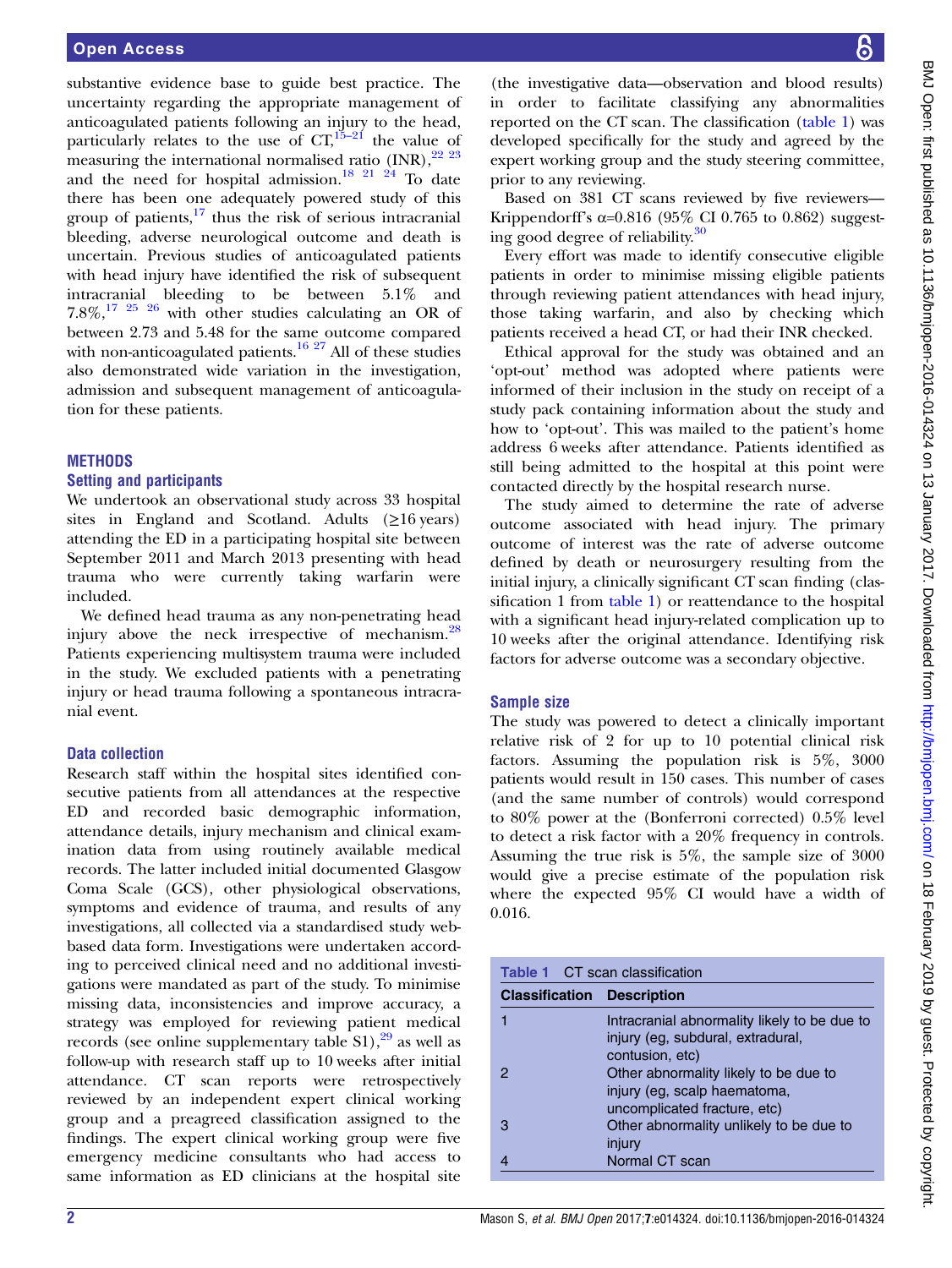substantive evidence base to guide best practice. The uncertainty regarding the appropriate management of anticoagulated patients following an injury to the head, particularly relates to the use of CT,[15–21] the value of measuring the international normalised ratio (INR),[22 23] and the need for hospital admission.[18 21 24] To date there has been one adequately powered study of this group of patients,[17] thus the risk of serious intracranial bleeding, adverse neurological outcome and death is uncertain. Previous studies of anticoagulated patients with head injury have identified the risk of subsequent intracranial bleeding to be between 5.1% and 7.8%,[17 25 26] with other studies calculating an OR of between 2.73 and 5.48 for the same outcome compared with non-anticoagulated patients.[16 27] All of these studies also demonstrated wide variation in the investigation, admission and subsequent management of anticoagulation for these patients.

## METHODS

### Setting and participants

We undertook an observational study across 33 hospital sites in England and Scotland. Adults (≥16 years) attending the ED in a participating hospital site between September 2011 and March 2013 presenting with head trauma who were currently taking warfarin were included.

We defined head trauma as any non-penetrating head injury above the neck irrespective of mechanism.[28] Patients experiencing multisystem trauma were included in the study. We excluded patients with a penetrating injury or head trauma following a spontaneous intracranial event.

### Data collection

Research staff within the hospital sites identified consecutive patients from all attendances at the respective ED and recorded basic demographic information, attendance details, injury mechanism and clinical examination data from using routinely available medical records. The latter included initial documented Glasgow Coma Scale (GCS), other physiological observations, symptoms and evidence of trauma, and results of any investigations, all collected via a standardised study web-based data form. Investigations were undertaken according to perceived clinical need and no additional investigations were mandated as part of the study. To minimise missing data, inconsistencies and improve accuracy, a strategy was employed for reviewing patient medical records (see online supplementary table S1),[29] as well as follow-up with research staff up to 10 weeks after initial attendance. CT scan reports were retrospectively reviewed by an independent expert clinical working group and a preagreed classification assigned to the findings. The expert clinical working group were five emergency medicine consultants who had access to same information as ED clinicians at the hospital site (the investigative data—observation and blood results) in order to facilitate classifying any abnormalities reported on the CT scan. The classification (table 1) was developed specifically for the study and agreed by the expert working group and the study steering committee, prior to any reviewing.

Based on 381 CT scans reviewed by five reviewers—Krippendorff's α=0.816 (95% CI 0.765 to 0.862) suggesting good degree of reliability.[30]

Every effort was made to identify consecutive eligible patients in order to minimise missing eligible patients through reviewing patient attendances with head injury, those taking warfarin, and also by checking which patients received a head CT, or had their INR checked.

Ethical approval for the study was obtained and an 'opt-out' method was adopted where patients were informed of their inclusion in the study on receipt of a study pack containing information about the study and how to 'opt-out'. This was mailed to the patient's home address 6 weeks after attendance. Patients identified as still being admitted to the hospital at this point were contacted directly by the hospital research nurse.

The study aimed to determine the rate of adverse outcome associated with head injury. The primary outcome of interest was the rate of adverse outcome defined by death or neurosurgery resulting from the initial injury, a clinically significant CT scan finding (classification 1 from table 1) or reattendance to the hospital with a significant head injury-related complication up to 10 weeks after the original attendance. Identifying risk factors for adverse outcome was a secondary objective.

### Sample size

The study was powered to detect a clinically important relative risk of 2 for up to 10 potential clinical risk factors. Assuming the population risk is 5%, 3000 patients would result in 150 cases. This number of cases (and the same number of controls) would correspond to 80% power at the (Bonferroni corrected) 0.5% level to detect a risk factor with a 20% frequency in controls. Assuming the true risk is 5%, the sample size of 3000 would give a precise estimate of the population risk where the expected 95% CI would have a width of 0.016.

**Table 1** CT scan classification

| Classification | Description |
|---|---|
| 1 | Intracranial abnormality likely to be due to injury (eg, subdural, extradural, contusion, etc) |
| 2 | Other abnormality likely to be due to injury (eg, scalp haematoma, uncomplicated fracture, etc) |
| 3 | Other abnormality unlikely to be due to injury |
| 4 | Normal CT scan |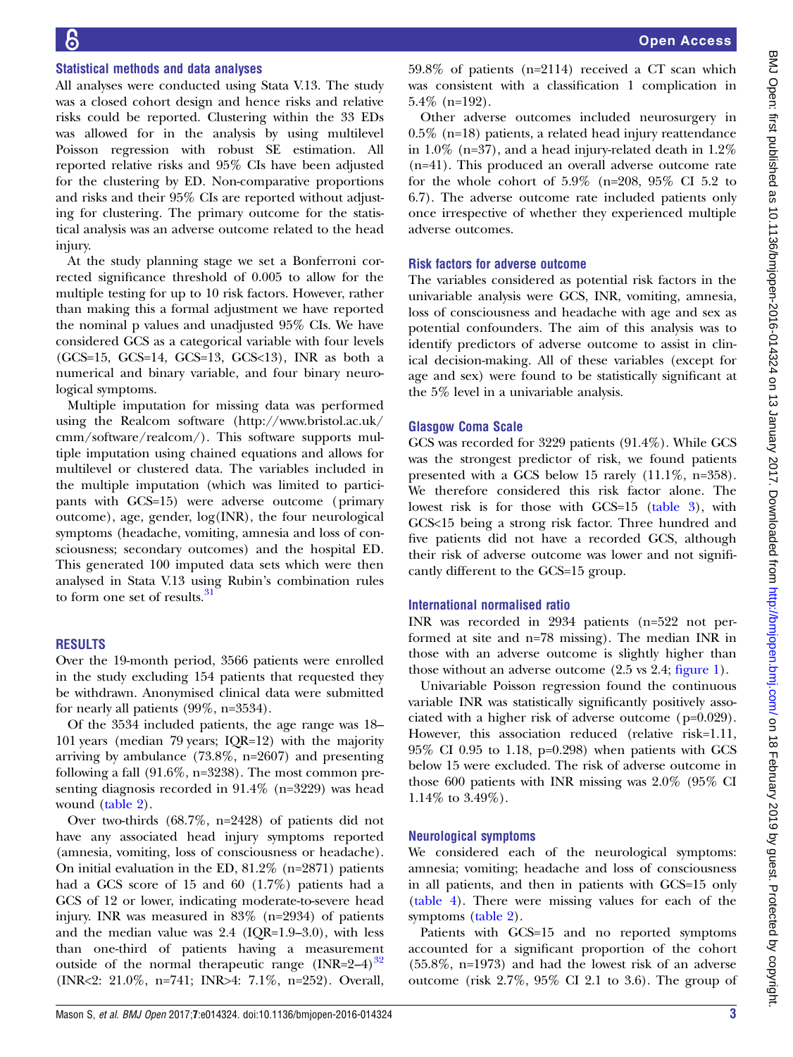### Statistical methods and data analyses

All analyses were conducted using Stata V.13. The study was a closed cohort design and hence risks and relative risks could be reported. Clustering within the 33 EDs was allowed for in the analysis by using multilevel Poisson regression with robust SE estimation. All reported relative risks and 95% CIs have been adjusted for the clustering by ED. Non-comparative proportions and risks and their 95% CIs are reported without adjusting for clustering. The primary outcome for the statistical analysis was an adverse outcome related to the head injury.

At the study planning stage we set a Bonferroni corrected significance threshold of 0.005 to allow for the multiple testing for up to 10 risk factors. However, rather than making this a formal adjustment we have reported the nominal p values and unadjusted 95% CIs. We have considered GCS as a categorical variable with four levels (GCS=15, GCS=14, GCS=13, GCS<13), INR as both a numerical and binary variable, and four binary neurological symptoms.

Multiple imputation for missing data was performed using the Realcom software (http://www.bristol.ac.uk/cmm/software/realcom/). This software supports multiple imputation using chained equations and allows for multilevel or clustered data. The variables included in the multiple imputation (which was limited to participants with GCS=15) were adverse outcome (primary outcome), age, gender, log(INR), the four neurological symptoms (headache, vomiting, amnesia and loss of consciousness; secondary outcomes) and the hospital ED. This generated 100 imputed data sets which were then analysed in Stata V.13 using Rubin's combination rules to form one set of results.[31]

## RESULTS

Over the 19-month period, 3566 patients were enrolled in the study excluding 154 patients that requested they be withdrawn. Anonymised clinical data were submitted for nearly all patients (99%, n=3534).

Of the 3534 included patients, the age range was 18–101 years (median 79 years; IQR=12) with the majority arriving by ambulance (73.8%, n=2607) and presenting following a fall (91.6%, n=3238). The most common presenting diagnosis recorded in 91.4% (n=3229) was head wound (table 2).

Over two-thirds (68.7%, n=2428) of patients did not have any associated head injury symptoms reported (amnesia, vomiting, loss of consciousness or headache). On initial evaluation in the ED, 81.2% (n=2871) patients had a GCS score of 15 and 60 (1.7%) patients had a GCS of 12 or lower, indicating moderate-to-severe head injury. INR was measured in 83% (n=2934) of patients and the median value was 2.4 (IQR=1.9–3.0), with less than one-third of patients having a measurement outside of the normal therapeutic range (INR=2–4)[32] (INR<2: 21.0%, n=741; INR>4: 7.1%, n=252). Overall, 59.8% of patients (n=2114) received a CT scan which was consistent with a classification 1 complication in 5.4% (n=192).

Other adverse outcomes included neurosurgery in 0.5% (n=18) patients, a related head injury reattendance in 1.0% (n=37), and a head injury-related death in 1.2% (n=41). This produced an overall adverse outcome rate for the whole cohort of 5.9% (n=208, 95% CI 5.2 to 6.7). The adverse outcome rate included patients only once irrespective of whether they experienced multiple adverse outcomes.

### Risk factors for adverse outcome

The variables considered as potential risk factors in the univariable analysis were GCS, INR, vomiting, amnesia, loss of consciousness and headache with age and sex as potential confounders. The aim of this analysis was to identify predictors of adverse outcome to assist in clinical decision-making. All of these variables (except for age and sex) were found to be statistically significant at the 5% level in a univariable analysis.

### Glasgow Coma Scale

GCS was recorded for 3229 patients (91.4%). While GCS was the strongest predictor of risk, we found patients presented with a GCS below 15 rarely (11.1%, n=358). We therefore considered this risk factor alone. The lowest risk is for those with GCS=15 (table 3), with GCS<15 being a strong risk factor. Three hundred and five patients did not have a recorded GCS, although their risk of adverse outcome was lower and not significantly different to the GCS=15 group.

### International normalised ratio

INR was recorded in 2934 patients (n=522 not performed at site and n=78 missing). The median INR in those with an adverse outcome is slightly higher than those without an adverse outcome (2.5 vs 2.4; figure 1).

Univariable Poisson regression found the continuous variable INR was statistically significantly positively associated with a higher risk of adverse outcome (p=0.029). However, this association reduced (relative risk=1.11, 95% CI 0.95 to 1.18, p=0.298) when patients with GCS below 15 were excluded. The risk of adverse outcome in those 600 patients with INR missing was 2.0% (95% CI 1.14% to 3.49%).

### Neurological symptoms

We considered each of the neurological symptoms: amnesia; vomiting; headache and loss of consciousness in all patients, and then in patients with GCS=15 only (table 4). There were missing values for each of the symptoms (table 2).

Patients with GCS=15 and no reported symptoms accounted for a significant proportion of the cohort (55.8%, n=1973) and had the lowest risk of an adverse outcome (risk 2.7%, 95% CI 2.1 to 3.6). The group of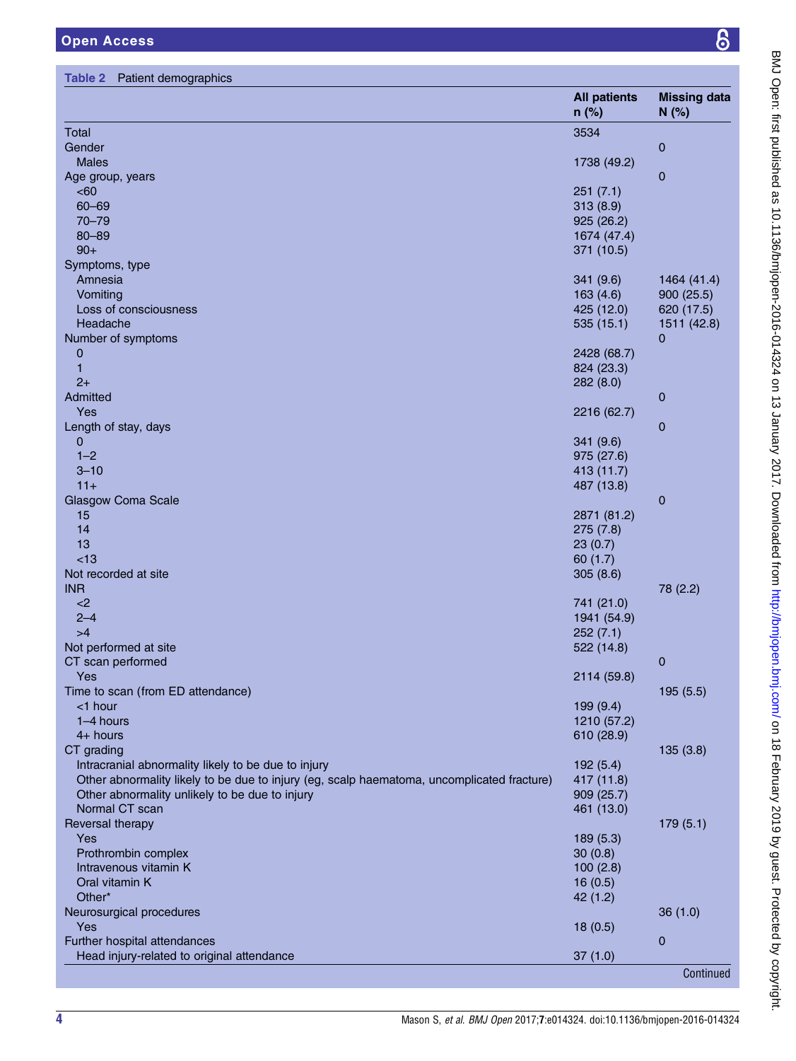**Table 2** Patient demographics

| | All patients n (%) | Missing data N (%) |
|---|---|---|
| Total | 3534 | |
| Gender | | 0 |
| Males | 1738 (49.2) | |
| Age group, years | | 0 |
| <60 | 251 (7.1) | |
| 60–69 | 313 (8.9) | |
| 70–79 | 925 (26.2) | |
| 80–89 | 1674 (47.4) | |
| 90+ | 371 (10.5) | |
| Symptoms, type | | |
| Amnesia | 341 (9.6) | 1464 (41.4) |
| Vomiting | 163 (4.6) | 900 (25.5) |
| Loss of consciousness | 425 (12.0) | 620 (17.5) |
| Headache | 535 (15.1) | 1511 (42.8) |
| Number of symptoms | | 0 |
| 0 | 2428 (68.7) | |
| 1 | 824 (23.3) | |
| 2+ | 282 (8.0) | |
| Admitted | | 0 |
| Yes | 2216 (62.7) | |
| Length of stay, days | | 0 |
| 0 | 341 (9.6) | |
| 1–2 | 975 (27.6) | |
| 3–10 | 413 (11.7) | |
| 11+ | 487 (13.8) | |
| Glasgow Coma Scale | | 0 |
| 15 | 2871 (81.2) | |
| 14 | 275 (7.8) | |
| 13 | 23 (0.7) | |
| <13 | 60 (1.7) | |
| Not recorded at site | 305 (8.6) | |
| INR | | 78 (2.2) |
| <2 | 741 (21.0) | |
| 2–4 | 1941 (54.9) | |
| >4 | 252 (7.1) | |
| Not performed at site | 522 (14.8) | |
| CT scan performed | | 0 |
| Yes | 2114 (59.8) | |
| Time to scan (from ED attendance) | | 195 (5.5) |
| <1 hour | 199 (9.4) | |
| 1–4 hours | 1210 (57.2) | |
| 4+ hours | 610 (28.9) | |
| CT grading | | 135 (3.8) |
| Intracranial abnormality likely to be due to injury | 192 (5.4) | |
| Other abnormality likely to be due to injury (eg, scalp haematoma, uncomplicated fracture) | 417 (11.8) | |
| Other abnormality unlikely to be due to injury | 909 (25.7) | |
| Normal CT scan | 461 (13.0) | |
| Reversal therapy | | 179 (5.1) |
| Yes | 189 (5.3) | |
| Prothrombin complex | 30 (0.8) | |
| Intravenous vitamin K | 100 (2.8) | |
| Oral vitamin K | 16 (0.5) | |
| Other* | 42 (1.2) | |
| Neurosurgical procedures | | 36 (1.0) |
| Yes | 18 (0.5) | |
| Further hospital attendances | | 0 |
| Head injury-related to original attendance | 37 (1.0) | |

Continued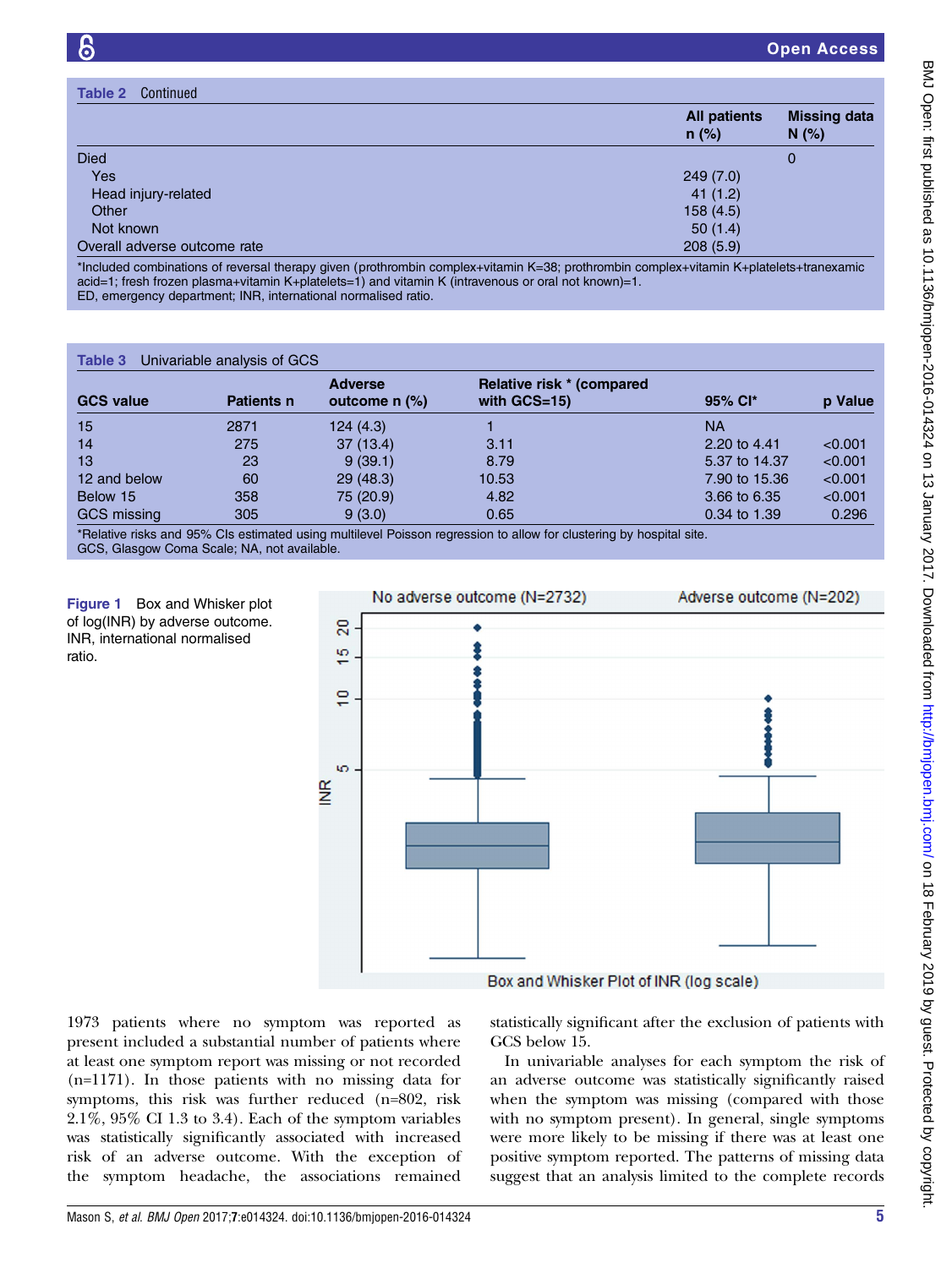**Table 2** Continued

| | All patients n (%) | Missing data N (%) |
|---|---|---|
| Died | | 0 |
| Yes | 249 (7.0) | |
| Head injury-related | 41 (1.2) | |
| Other | 158 (4.5) | |
| Not known | 50 (1.4) | |
| Overall adverse outcome rate | 208 (5.9) | |

*Included combinations of reversal therapy given (prothrombin complex+vitamin K=38; prothrombin complex+vitamin K+platelets+tranexamic acid=1; fresh frozen plasma+vitamin K+platelets=1) and vitamin K (intravenous or oral not known)=1.
ED, emergency department; INR, international normalised ratio.

**Table 3** Univariable analysis of GCS

| GCS value | Patients n | Adverse outcome n (%) | Relative risk * (compared with GCS=15) | 95% CI* | p Value |
|---|---|---|---|---|---|
| 15 | 2871 | 124 (4.3) | 1 | NA | |
| 14 | 275 | 37 (13.4) | 3.11 | 2.20 to 4.41 | <0.001 |
| 13 | 23 | 9 (39.1) | 8.79 | 5.37 to 14.37 | <0.001 |
| 12 and below | 60 | 29 (48.3) | 10.53 | 7.90 to 15.36 | <0.001 |
| Below 15 | 358 | 75 (20.9) | 4.82 | 3.66 to 6.35 | <0.001 |
| GCS missing | 305 | 9 (3.0) | 0.65 | 0.34 to 1.39 | 0.296 |

*Relative risks and 95% CIs estimated using multilevel Poisson regression to allow for clustering by hospital site.
GCS, Glasgow Coma Scale; NA, not available.

**Figure 1** Box and Whisker plot of log(INR) by adverse outcome. INR, international normalised ratio.

1973 patients where no symptom was reported as present included a substantial number of patients where at least one symptom report was missing or not recorded (n=1171). In those patients with no missing data for symptoms, this risk was further reduced (n=802, risk 2.1%, 95% CI 1.3 to 3.4). Each of the symptom variables was statistically significantly associated with increased risk of an adverse outcome. With the exception of the symptom headache, the associations remained statistically significant after the exclusion of patients with GCS below 15.

In univariable analyses for each symptom the risk of an adverse outcome was statistically significantly raised when the symptom was missing (compared with those with no symptom present). In general, single symptoms were more likely to be missing if there was at least one positive symptom reported. The patterns of missing data suggest that an analysis limited to the complete records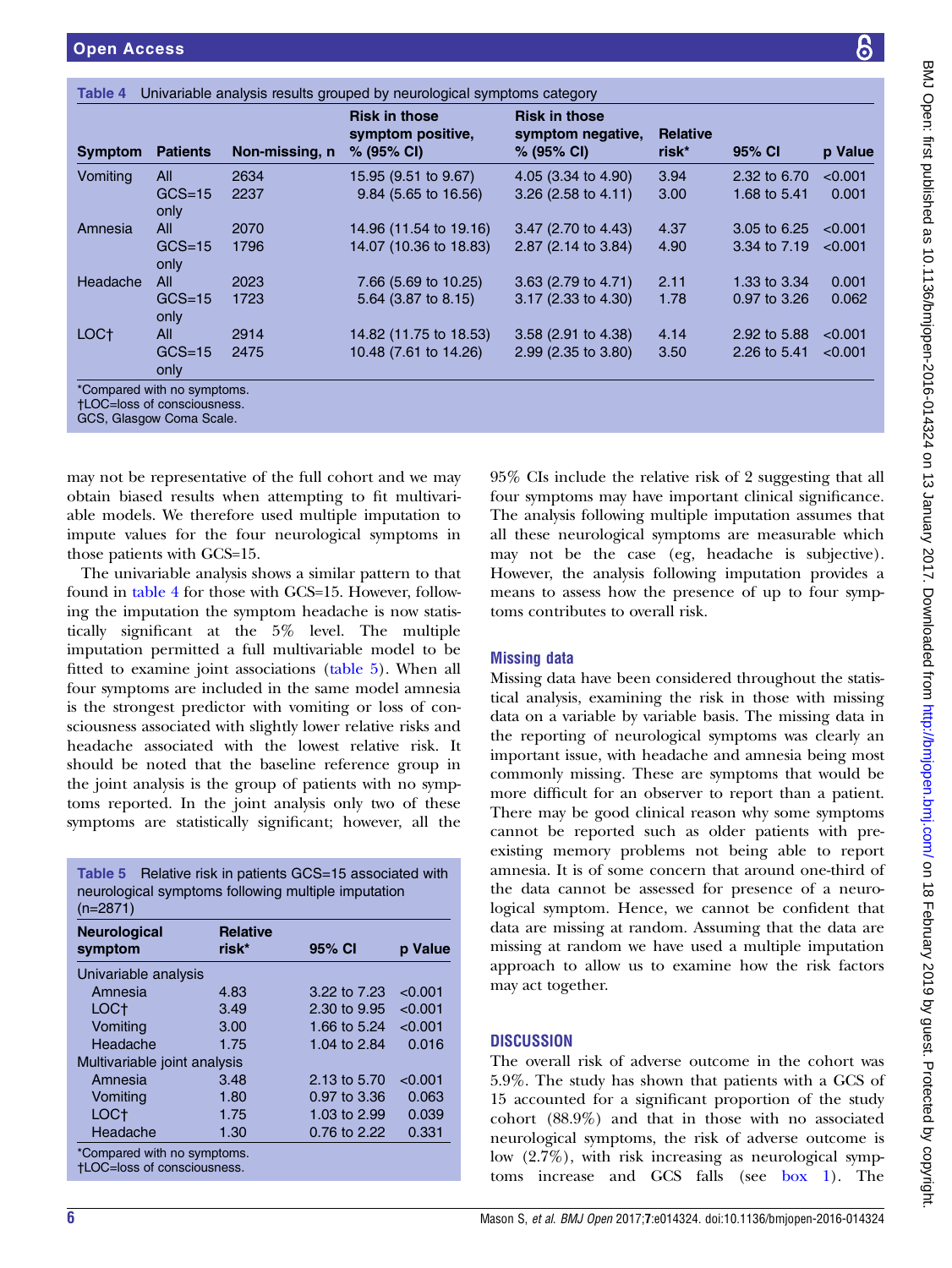**Table 4** Univariable analysis results grouped by neurological symptoms category

| Symptom | Patients | Non-missing, n | Risk in those symptom positive, % (95% CI) | Risk in those symptom negative, % (95% CI) | Relative risk* | 95% CI | p Value |
|---|---|---|---|---|---|---|---|
| Vomiting | All | 2634 | 15.95 (9.51 to 9.67) | 4.05 (3.34 to 4.90) | 3.94 | 2.32 to 6.70 | <0.001 |
| | GCS=15 only | 2237 | 9.84 (5.65 to 16.56) | 3.26 (2.58 to 4.11) | 3.00 | 1.68 to 5.41 | 0.001 |
| Amnesia | All | 2070 | 14.96 (11.54 to 19.16) | 3.47 (2.70 to 4.43) | 4.37 | 3.05 to 6.25 | <0.001 |
| | GCS=15 only | 1796 | 14.07 (10.36 to 18.83) | 2.87 (2.14 to 3.84) | 4.90 | 3.34 to 7.19 | <0.001 |
| Headache | All | 2023 | 7.66 (5.69 to 10.25) | 3.63 (2.79 to 4.71) | 2.11 | 1.33 to 3.34 | 0.001 |
| | GCS=15 only | 1723 | 5.64 (3.87 to 8.15) | 3.17 (2.33 to 4.30) | 1.78 | 0.97 to 3.26 | 0.062 |
| LOC† | All | 2914 | 14.82 (11.75 to 18.53) | 3.58 (2.91 to 4.38) | 4.14 | 2.92 to 5.88 | <0.001 |
| | GCS=15 only | 2475 | 10.48 (7.61 to 14.26) | 2.99 (2.35 to 3.80) | 3.50 | 2.26 to 5.41 | <0.001 |

*Compared with no symptoms.
†LOC=loss of consciousness.
GCS, Glasgow Coma Scale.

may not be representative of the full cohort and we may obtain biased results when attempting to fit multivariable models. We therefore used multiple imputation to impute values for the four neurological symptoms in those patients with GCS=15.

The univariable analysis shows a similar pattern to that found in table 4 for those with GCS=15. However, following the imputation the symptom headache is now statistically significant at the 5% level. The multiple imputation permitted a full multivariable model to be fitted to examine joint associations (table 5). When all four symptoms are included in the same model amnesia is the strongest predictor with vomiting or loss of consciousness associated with slightly lower relative risks and headache associated with the lowest relative risk. It should be noted that the baseline reference group in the joint analysis is the group of patients with no symptoms reported. In the joint analysis only two of these symptoms are statistically significant; however, all the 95% CIs include the relative risk of 2 suggesting that all four symptoms may have important clinical significance. The analysis following multiple imputation assumes that all these neurological symptoms are measurable which may not be the case (eg, headache is subjective). However, the analysis following imputation provides a means to assess how the presence of up to four symptoms contributes to overall risk.

**Table 5** Relative risk in patients GCS=15 associated with neurological symptoms following multiple imputation (n=2871)

| Neurological symptom | Relative risk* | 95% CI | p Value |
|---|---|---|---|
| Univariable analysis | | | |
| Amnesia | 4.83 | 3.22 to 7.23 | <0.001 |
| LOC† | 3.49 | 2.30 to 9.95 | <0.001 |
| Vomiting | 3.00 | 1.66 to 5.24 | <0.001 |
| Headache | 1.75 | 1.04 to 2.84 | 0.016 |
| Multivariable joint analysis | | | |
| Amnesia | 3.48 | 2.13 to 5.70 | <0.001 |
| Vomiting | 1.80 | 0.97 to 3.36 | 0.063 |
| LOC† | 1.75 | 1.03 to 2.99 | 0.039 |
| Headache | 1.30 | 0.76 to 2.22 | 0.331 |

*Compared with no symptoms.
†LOC=loss of consciousness.

### Missing data

Missing data have been considered throughout the statistical analysis, examining the risk in those with missing data on a variable by variable basis. The missing data in the reporting of neurological symptoms was clearly an important issue, with headache and amnesia being most commonly missing. These are symptoms that would be more difficult for an observer to report than a patient. There may be good clinical reason why some symptoms cannot be reported such as older patients with preexisting memory problems not being able to report amnesia. It is of some concern that around one-third of the data cannot be assessed for presence of a neurological symptom. Hence, we cannot be confident that data are missing at random. Assuming that the data are missing at random we have used a multiple imputation approach to allow us to examine how the risk factors may act together.

## DISCUSSION

The overall risk of adverse outcome in the cohort was 5.9%. The study has shown that patients with a GCS of 15 accounted for a significant proportion of the study cohort (88.9%) and that in those with no associated neurological symptoms, the risk of adverse outcome is low (2.7%), with risk increasing as neurological symptoms increase and GCS falls (see box 1). The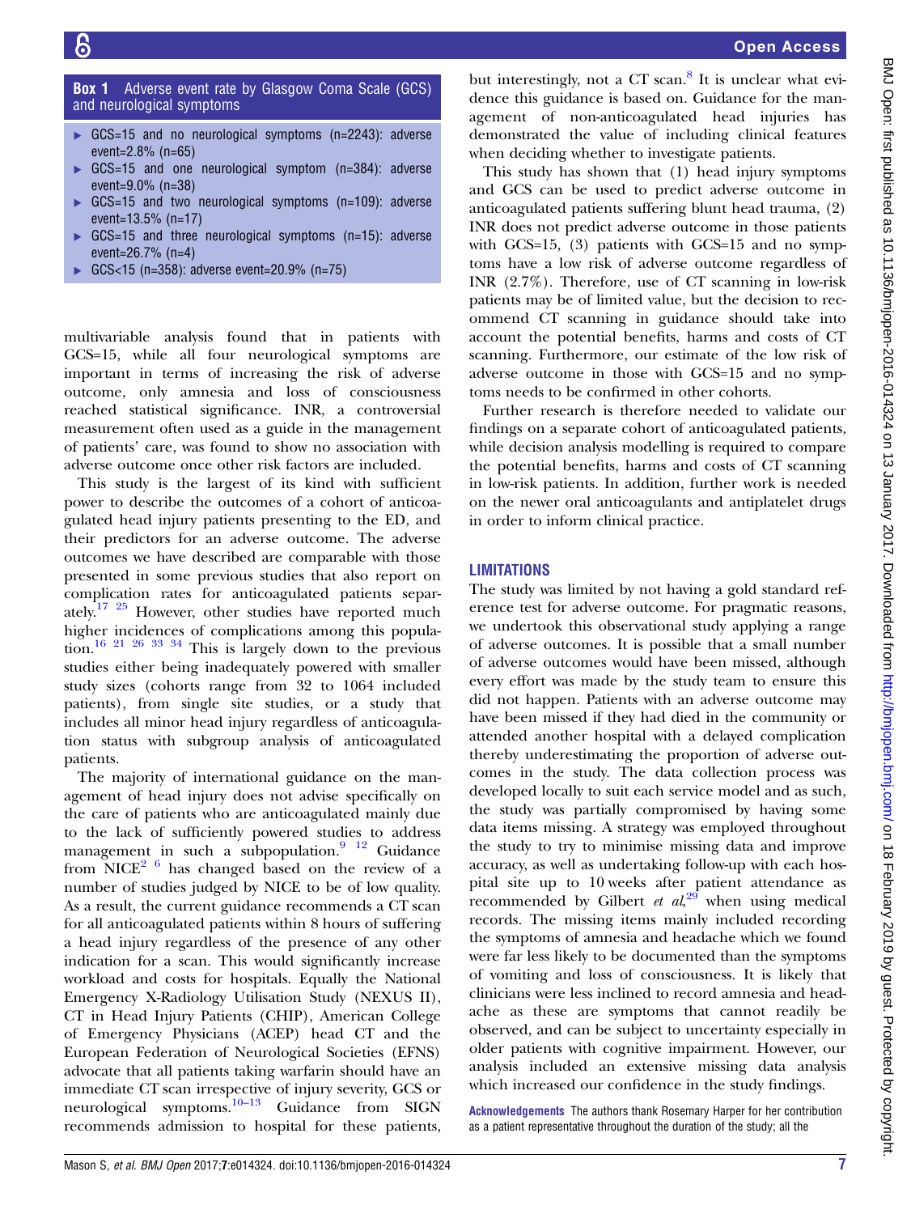**Box 1** Adverse event rate by Glasgow Coma Scale (GCS) and neurological symptoms

- GCS=15 and no neurological symptoms (n=2243): adverse event=2.8% (n=65)
- GCS=15 and one neurological symptom (n=384): adverse event=9.0% (n=38)
- GCS=15 and two neurological symptoms (n=109): adverse event=13.5% (n=17)
- GCS=15 and three neurological symptoms (n=15): adverse event=26.7% (n=4)
- GCS<15 (n=358): adverse event=20.9% (n=75)

multivariable analysis found that in patients with GCS=15, while all four neurological symptoms are important in terms of increasing the risk of adverse outcome, only amnesia and loss of consciousness reached statistical significance. INR, a controversial measurement often used as a guide in the management of patients' care, was found to show no association with adverse outcome once other risk factors are included.

This study is the largest of its kind with sufficient power to describe the outcomes of a cohort of anticoagulated head injury patients presenting to the ED, and their predictors for an adverse outcome. The adverse outcomes we have described are comparable with those presented in some previous studies that also report on complication rates for anticoagulated patients separately.[17 25] However, other studies have reported much higher incidences of complications among this population.[16 21 26 33 34] This is largely down to the previous studies either being inadequately powered with smaller study sizes (cohorts range from 32 to 1064 included patients), from single site studies, or a study that includes all minor head injury regardless of anticoagulation status with subgroup analysis of anticoagulated patients.

The majority of international guidance on the management of head injury does not advise specifically on the care of patients who are anticoagulated mainly due to the lack of sufficiently powered studies to address management in such a subpopulation.[9 12] Guidance from NICE[2 6] has changed based on the review of a number of studies judged by NICE to be of low quality. As a result, the current guidance recommends a CT scan for all anticoagulated patients within 8 hours of suffering a head injury regardless of the presence of any other indication for a scan. This would significantly increase workload and costs for hospitals. Equally the National Emergency X-Radiology Utilisation Study (NEXUS II), CT in Head Injury Patients (CHIP), American College of Emergency Physicians (ACEP) head CT and the European Federation of Neurological Societies (EFNS) advocate that all patients taking warfarin should have an immediate CT scan irrespective of injury severity, GCS or neurological symptoms.[10–13] Guidance from SIGN recommends admission to hospital for these patients, but interestingly, not a CT scan.[8] It is unclear what evidence this guidance is based on. Guidance for the management of non-anticoagulated head injuries has demonstrated the value of including clinical features when deciding whether to investigate patients.

This study has shown that (1) head injury symptoms and GCS can be used to predict adverse outcome in anticoagulated patients suffering blunt head trauma, (2) INR does not predict adverse outcome in those patients with GCS=15, (3) patients with GCS=15 and no symptoms have a low risk of adverse outcome regardless of INR (2.7%). Therefore, use of CT scanning in low-risk patients may be of limited value, but the decision to recommend CT scanning in guidance should take into account the potential benefits, harms and costs of CT scanning. Furthermore, our estimate of the low risk of adverse outcome in those with GCS=15 and no symptoms needs to be confirmed in other cohorts.

Further research is therefore needed to validate our findings on a separate cohort of anticoagulated patients, while decision analysis modelling is required to compare the potential benefits, harms and costs of CT scanning in low-risk patients. In addition, further work is needed on the newer oral anticoagulants and antiplatelet drugs in order to inform clinical practice.

## LIMITATIONS

The study was limited by not having a gold standard reference test for adverse outcome. For pragmatic reasons, we undertook this observational study applying a range of adverse outcomes. It is possible that a small number of adverse outcomes would have been missed, although every effort was made by the study team to ensure this did not happen. Patients with an adverse outcome may have been missed if they had died in the community or attended another hospital with a delayed complication thereby underestimating the proportion of adverse outcomes in the study. The data collection process was developed locally to suit each service model and as such, the study was partially compromised by having some data items missing. A strategy was employed throughout the study to try to minimise missing data and improve accuracy, as well as undertaking follow-up with each hospital site up to 10 weeks after patient attendance as recommended by Gilbert *et al*,[29] when using medical records. The missing items mainly included recording the symptoms of amnesia and headache which we found were far less likely to be documented than the symptoms of vomiting and loss of consciousness. It is likely that clinicians were less inclined to record amnesia and headache as these are symptoms that cannot readily be observed, and can be subject to uncertainty especially in older patients with cognitive impairment. However, our analysis included an extensive missing data analysis which increased our confidence in the study findings.

**Acknowledgements** The authors thank Rosemary Harper for her contribution as a patient representative throughout the duration of the study; all the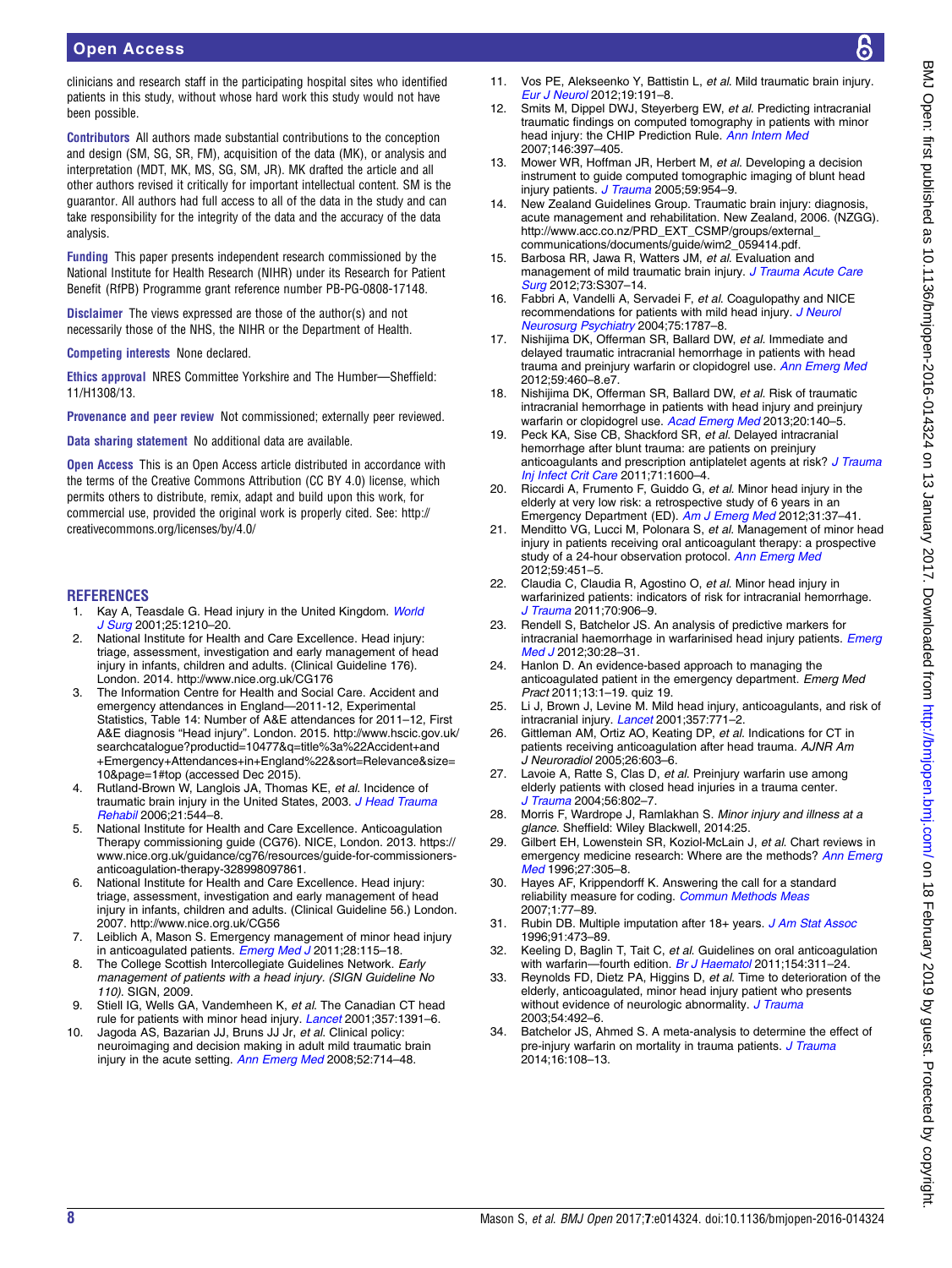clinicians and research staff in the participating hospital sites who identified patients in this study, without whose hard work this study would not have been possible.

**Contributors** All authors made substantial contributions to the conception and design (SM, SG, SR, FM), acquisition of the data (MK), or analysis and interpretation (MDT, MK, MS, SG, SM, JR). MK drafted the article and all other authors revised it critically for important intellectual content. SM is the guarantor. All authors had full access to all of the data in the study and can take responsibility for the integrity of the data and the accuracy of the data analysis.

**Funding** This paper presents independent research commissioned by the National Institute for Health Research (NIHR) under its Research for Patient Benefit (RfPB) Programme grant reference number PB-PG-0808-17148.

**Disclaimer** The views expressed are those of the author(s) and not necessarily those of the NHS, the NIHR or the Department of Health.

**Competing interests** None declared.

**Ethics approval** NRES Committee Yorkshire and The Humber—Sheffield: 11/H1308/13.

**Provenance and peer review** Not commissioned; externally peer reviewed.

**Data sharing statement** No additional data are available.

**Open Access** This is an Open Access article distributed in accordance with the terms of the Creative Commons Attribution (CC BY 4.0) license, which permits others to distribute, remix, adapt and build upon this work, for commercial use, provided the original work is properly cited. See: http://creativecommons.org/licenses/by/4.0/

## REFERENCES

1. Kay A, Teasdale G. Head injury in the United Kingdom. *World J Surg* 2001;25:1210–20.
2. National Institute for Health and Care Excellence. Head injury: triage, assessment, investigation and early management of head injury in infants, children and adults. (Clinical Guideline 176). London. 2014. http://www.nice.org.uk/CG176
3. The Information Centre for Health and Social Care. Accident and emergency attendances in England—2011-12, Experimental Statistics, Table 14: Number of A&E attendances for 2011–12, First A&E diagnosis "Head injury". London. 2015. http://www.hscic.gov.uk/searchcatalogue?productid=10477&q=title%3a%22Accident+and+Emergency+Attendances+in+England%22&sort=Relevance&size=10&page=1#top (accessed Dec 2015).
4. Rutland-Brown W, Langlois JA, Thomas KE, *et al*. Incidence of traumatic brain injury in the United States, 2003. *J Head Trauma Rehabil* 2006;21:544–8.
5. National Institute for Health and Care Excellence. Anticoagulation Therapy commissioning guide (CG76). NICE, London. 2013. https://www.nice.org.uk/guidance/cg76/resources/guide-for-commissioners-anticoagulation-therapy-328998097861.
6. National Institute for Health and Care Excellence. Head injury: triage, assessment, investigation and early management of head injury in infants, children and adults. (Clinical Guideline 56.) London. 2007. http://www.nice.org.uk/CG56
7. Leiblich A, Mason S. Emergency management of minor head injury in anticoagulated patients. *Emerg Med J* 2011;28:115–18.
8. The College Scottish Intercollegiate Guidelines Network. *Early management of patients with a head injury. (SIGN Guideline No 110)*. SIGN, 2009.
9. Stiell IG, Wells GA, Vandemheen K, *et al*. The Canadian CT head rule for patients with minor head injury. *Lancet* 2001;357:1391–6.
10. Jagoda AS, Bazarian JJ, Bruns JJ Jr, *et al*. Clinical policy: neuroimaging and decision making in adult mild traumatic brain injury in the acute setting. *Ann Emerg Med* 2008;52:714–48.
11. Vos PE, Alekseenko Y, Battistin L, *et al*. Mild traumatic brain injury. *Eur J Neurol* 2012;19:191–8.
12. Smits M, Dippel DWJ, Steyerberg EW, *et al*. Predicting intracranial traumatic findings on computed tomography in patients with minor head injury: the CHIP Prediction Rule. *Ann Intern Med* 2007;146:397–405.
13. Mower WR, Hoffman JR, Herbert M, *et al*. Developing a decision instrument to guide computed tomographic imaging of blunt head injury patients. *J Trauma* 2005;59:954–9.
14. New Zealand Guidelines Group. Traumatic brain injury: diagnosis, acute management and rehabilitation. New Zealand, 2006. (NZGG). http://www.acc.co.nz/PRD_EXT_CSMP/groups/external_communications/documents/guide/wim2_059414.pdf.
15. Barbosa RR, Jawa R, Watters JM, *et al*. Evaluation and management of mild traumatic brain injury. *J Trauma Acute Care Surg* 2012;73:S307–14.
16. Fabbri A, Vandelli A, Servadei F, *et al*. Coagulopathy and NICE recommendations for patients with mild head injury. *J Neurol Neurosurg Psychiatry* 2004;75:1787–8.
17. Nishijima DK, Offerman SR, Ballard DW, *et al*. Immediate and delayed traumatic intracranial hemorrhage in patients with head trauma and preinjury warfarin or clopidogrel use. *Ann Emerg Med* 2012;59:460–8.e7.
18. Nishijima DK, Offerman SR, Ballard DW, *et al*. Risk of traumatic intracranial hemorrhage in patients with head injury and preinjury warfarin or clopidogrel use. *Acad Emerg Med* 2013;20:140–5.
19. Peck KA, Sise CB, Shackford SR, *et al*. Delayed intracranial hemorrhage after blunt trauma: are patients on preinjury anticoagulants and prescription antiplatelet agents at risk? *J Trauma Inj Infect Crit Care* 2011;71:1600–4.
20. Riccardi A, Frumento F, Guiddo G, *et al*. Minor head injury in the elderly at very low risk: a retrospective study of 6 years in an Emergency Department (ED). *Am J Emerg Med* 2012;31:37–41.
21. Menditto VG, Lucci M, Polonara S, *et al*. Management of minor head injury in patients receiving oral anticoagulant therapy: a prospective study of a 24-hour observation protocol. *Ann Emerg Med* 2012;59:451–5.
22. Claudia C, Claudia R, Agostino O, *et al*. Minor head injury in warfarinized patients: indicators of risk for intracranial hemorrhage. *J Trauma* 2011;70:906–9.
23. Rendell S, Batchelor JS. An analysis of predictive markers for intracranial haemorrhage in warfarinised head injury patients. *Emerg Med J* 2012;30:28–31.
24. Hanlon D. An evidence-based approach to managing the anticoagulated patient in the emergency department. *Emerg Med Pract* 2011;13:1–19. quiz 19.
25. Li J, Brown J, Levine M. Mild head injury, anticoagulants, and risk of intracranial injury. *Lancet* 2001;357:771–2.
26. Gittleman AM, Ortiz AO, Keating DP, *et al*. Indications for CT in patients receiving anticoagulation after head trauma. *AJNR Am J Neuroradiol* 2005;26:603–6.
27. Lavoie A, Ratte S, Clas D, *et al*. Preinjury warfarin use among elderly patients with closed head injuries in a trauma center. *J Trauma* 2004;56:802–7.
28. Morris F, Wardrope J, Ramlakhan S. *Minor injury and illness at a glance*. Sheffield: Wiley Blackwell, 2014:25.
29. Gilbert EH, Lowenstein SR, Koziol-McLain J, *et al*. Chart reviews in emergency medicine research: Where are the methods? *Ann Emerg Med* 1996;27:305–8.
30. Hayes AF, Krippendorff K. Answering the call for a standard reliability measure for coding. *Commun Methods Meas* 2007;1:77–89.
31. Rubin DB. Multiple imputation after 18+ years. *J Am Stat Assoc* 1996;91:473–89.
32. Keeling D, Baglin T, Tait C, *et al*. Guidelines on oral anticoagulation with warfarin—fourth edition. *Br J Haematol* 2011;154:311–24.
33. Reynolds FD, Dietz PA, Higgins D, *et al*. Time to deterioration of the elderly, anticoagulated, minor head injury patient who presents without evidence of neurologic abnormality. *J Trauma* 2003;54:492–6.
34. Batchelor JS, Ahmed S. A meta-analysis to determine the effect of pre-injury warfarin on mortality in trauma patients. *J Trauma* 2014;16:108–13.